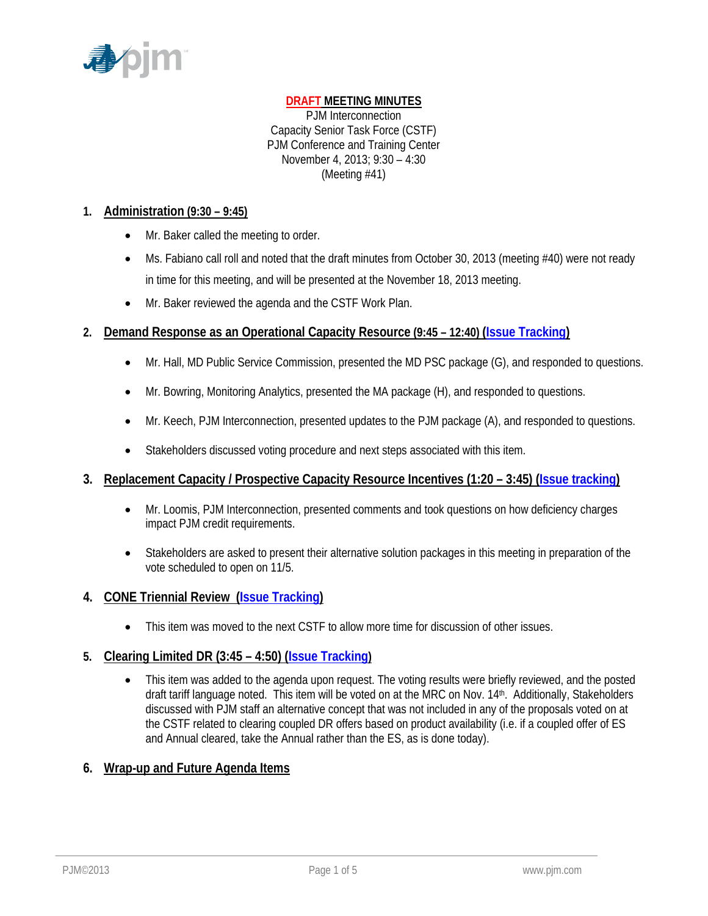**DRAFT MEETING MINUTES**

PJM Interconnection
Capacity Senior Task Force (CSTF)
PJM Conference and Training Center
November 4, 2013; 9:30 – 4:30
(Meeting #41)

## 1. Administration (9:30 – 9:45)

- Mr. Baker called the meeting to order.
- Ms. Fabiano call roll and noted that the draft minutes from October 30, 2013 (meeting #40) were not ready in time for this meeting, and will be presented at the November 18, 2013 meeting.
- Mr. Baker reviewed the agenda and the CSTF Work Plan.

## 2. Demand Response as an Operational Capacity Resource (9:45 – 12:40) (Issue Tracking)

- Mr. Hall, MD Public Service Commission, presented the MD PSC package (G), and responded to questions.
- Mr. Bowring, Monitoring Analytics, presented the MA package (H), and responded to questions.
- Mr. Keech, PJM Interconnection, presented updates to the PJM package (A), and responded to questions.
- Stakeholders discussed voting procedure and next steps associated with this item.

## 3. Replacement Capacity / Prospective Capacity Resource Incentives (1:20 – 3:45) (Issue tracking)

- Mr. Loomis, PJM Interconnection, presented comments and took questions on how deficiency charges impact PJM credit requirements.
- Stakeholders are asked to present their alternative solution packages in this meeting in preparation of the vote scheduled to open on 11/5.

## 4. CONE Triennial Review (Issue Tracking)

- This item was moved to the next CSTF to allow more time for discussion of other issues.

## 5. Clearing Limited DR (3:45 – 4:50) (Issue Tracking)

- This item was added to the agenda upon request. The voting results were briefly reviewed, and the posted draft tariff language noted. This item will be voted on at the MRC on Nov. 14th. Additionally, Stakeholders discussed with PJM staff an alternative concept that was not included in any of the proposals voted on at the CSTF related to clearing coupled DR offers based on product availability (i.e. if a coupled offer of ES and Annual cleared, take the Annual rather than the ES, as is done today).

## 6. Wrap-up and Future Agenda Items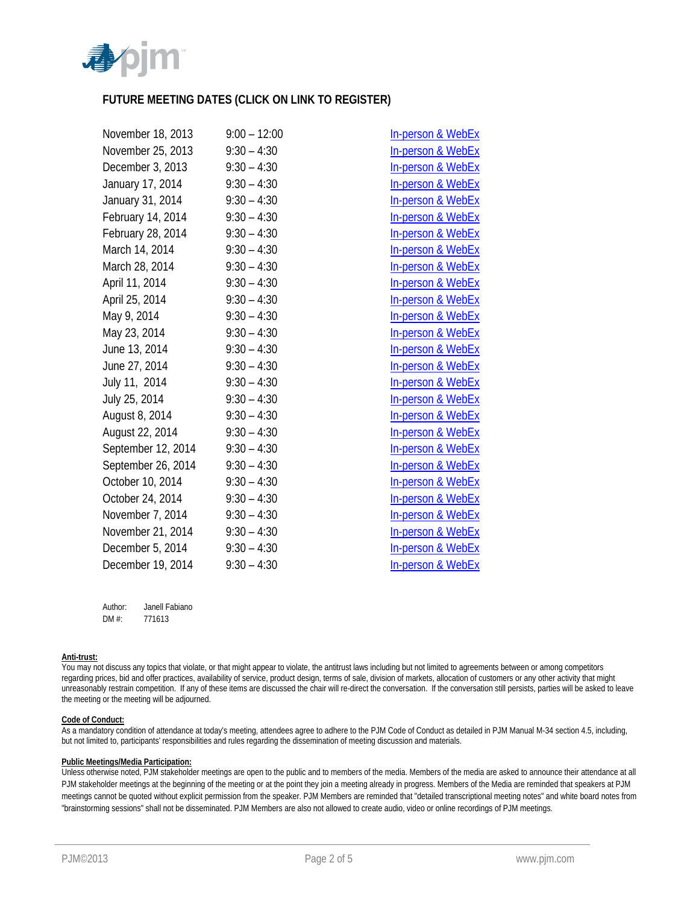## FUTURE MEETING DATES (CLICK ON LINK TO REGISTER)

| | | |
|---|---|---|
| November 18, 2013 | 9:00 – 12:00 | In-person & WebEx |
| November 25, 2013 | 9:30 – 4:30 | In-person & WebEx |
| December 3, 2013 | 9:30 – 4:30 | In-person & WebEx |
| January 17, 2014 | 9:30 – 4:30 | In-person & WebEx |
| January 31, 2014 | 9:30 – 4:30 | In-person & WebEx |
| February 14, 2014 | 9:30 – 4:30 | In-person & WebEx |
| February 28, 2014 | 9:30 – 4:30 | In-person & WebEx |
| March 14, 2014 | 9:30 – 4:30 | In-person & WebEx |
| March 28, 2014 | 9:30 – 4:30 | In-person & WebEx |
| April 11, 2014 | 9:30 – 4:30 | In-person & WebEx |
| April 25, 2014 | 9:30 – 4:30 | In-person & WebEx |
| May 9, 2014 | 9:30 – 4:30 | In-person & WebEx |
| May 23, 2014 | 9:30 – 4:30 | In-person & WebEx |
| June 13, 2014 | 9:30 – 4:30 | In-person & WebEx |
| June 27, 2014 | 9:30 – 4:30 | In-person & WebEx |
| July 11, 2014 | 9:30 – 4:30 | In-person & WebEx |
| July 25, 2014 | 9:30 – 4:30 | In-person & WebEx |
| August 8, 2014 | 9:30 – 4:30 | In-person & WebEx |
| August 22, 2014 | 9:30 – 4:30 | In-person & WebEx |
| September 12, 2014 | 9:30 – 4:30 | In-person & WebEx |
| September 26, 2014 | 9:30 – 4:30 | In-person & WebEx |
| October 10, 2014 | 9:30 – 4:30 | In-person & WebEx |
| October 24, 2014 | 9:30 – 4:30 | In-person & WebEx |
| November 7, 2014 | 9:30 – 4:30 | In-person & WebEx |
| November 21, 2014 | 9:30 – 4:30 | In-person & WebEx |
| December 5, 2014 | 9:30 – 4:30 | In-person & WebEx |
| December 19, 2014 | 9:30 – 4:30 | In-person & WebEx |

Author: Janell Fabiano
DM #: 771613

**Anti-trust:**
You may not discuss any topics that violate, or that might appear to violate, the antitrust laws including but not limited to agreements between or among competitors regarding prices, bid and offer practices, availability of service, product design, terms of sale, division of markets, allocation of customers or any other activity that might unreasonably restrain competition. If any of these items are discussed the chair will re-direct the conversation. If the conversation still persists, parties will be asked to leave the meeting or the meeting will be adjourned.

**Code of Conduct:**
As a mandatory condition of attendance at today's meeting, attendees agree to adhere to the PJM Code of Conduct as detailed in PJM Manual M-34 section 4.5, including, but not limited to, participants' responsibilities and rules regarding the dissemination of meeting discussion and materials.

**Public Meetings/Media Participation:**
Unless otherwise noted, PJM stakeholder meetings are open to the public and to members of the media. Members of the media are asked to announce their attendance at all PJM stakeholder meetings at the beginning of the meeting or at the point they join a meeting already in progress. Members of the Media are reminded that speakers at PJM meetings cannot be quoted without explicit permission from the speaker. PJM Members are reminded that "detailed transcriptional meeting notes" and white board notes from "brainstorming sessions" shall not be disseminated. PJM Members are also not allowed to create audio, video or online recordings of PJM meetings.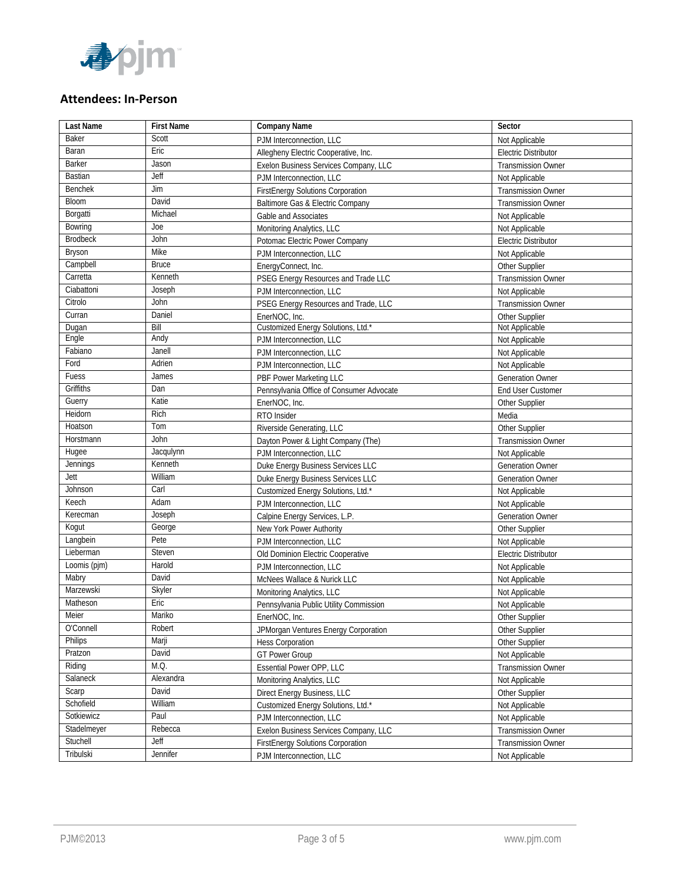## Attendees: In-Person

| Last Name | First Name | Company Name | Sector |
|---|---|---|---|
| Baker | Scott | PJM Interconnection, LLC | Not Applicable |
| Baran | Eric | Allegheny Electric Cooperative, Inc. | Electric Distributor |
| Barker | Jason | Exelon Business Services Company, LLC | Transmission Owner |
| Bastian | Jeff | PJM Interconnection, LLC | Not Applicable |
| Benchek | Jim | FirstEnergy Solutions Corporation | Transmission Owner |
| Bloom | David | Baltimore Gas & Electric Company | Transmission Owner |
| Borgatti | Michael | Gable and Associates | Not Applicable |
| Bowring | Joe | Monitoring Analytics, LLC | Not Applicable |
| Brodbeck | John | Potomac Electric Power Company | Electric Distributor |
| Bryson | Mike | PJM Interconnection, LLC | Not Applicable |
| Campbell | Bruce | EnergyConnect, Inc. | Other Supplier |
| Carretta | Kenneth | PSEG Energy Resources and Trade LLC | Transmission Owner |
| Ciabattoni | Joseph | PJM Interconnection, LLC | Not Applicable |
| Citrolo | John | PSEG Energy Resources and Trade, LLC | Transmission Owner |
| Curran | Daniel | EnerNOC, Inc. | Other Supplier |
| Dugan | Bill | Customized Energy Solutions, Ltd.* | Not Applicable |
| Engle | Andy | PJM Interconnection, LLC | Not Applicable |
| Fabiano | Janell | PJM Interconnection, LLC | Not Applicable |
| Ford | Adrien | PJM Interconnection, LLC | Not Applicable |
| Fuess | James | PBF Power Marketing LLC | Generation Owner |
| Griffiths | Dan | Pennsylvania Office of Consumer Advocate | End User Customer |
| Guerry | Katie | EnerNOC, Inc. | Other Supplier |
| Heidorn | Rich | RTO Insider | Media |
| Hoatson | Tom | Riverside Generating, LLC | Other Supplier |
| Horstmann | John | Dayton Power & Light Company (The) | Transmission Owner |
| Hugee | Jacqulynn | PJM Interconnection, LLC | Not Applicable |
| Jennings | Kenneth | Duke Energy Business Services LLC | Generation Owner |
| Jett | William | Duke Energy Business Services LLC | Generation Owner |
| Johnson | Carl | Customized Energy Solutions, Ltd.* | Not Applicable |
| Keech | Adam | PJM Interconnection, LLC | Not Applicable |
| Kerecman | Joseph | Calpine Energy Services, L.P. | Generation Owner |
| Kogut | George | New York Power Authority | Other Supplier |
| Langbein | Pete | PJM Interconnection, LLC | Not Applicable |
| Lieberman | Steven | Old Dominion Electric Cooperative | Electric Distributor |
| Loomis (pjm) | Harold | PJM Interconnection, LLC | Not Applicable |
| Mabry | David | McNees Wallace & Nurick LLC | Not Applicable |
| Marzewski | Skyler | Monitoring Analytics, LLC | Not Applicable |
| Matheson | Eric | Pennsylvania Public Utility Commission | Not Applicable |
| Meier | Mariko | EnerNOC, Inc. | Other Supplier |
| O'Connell | Robert | JPMorgan Ventures Energy Corporation | Other Supplier |
| Philips | Marji | Hess Corporation | Other Supplier |
| Pratzon | David | GT Power Group | Not Applicable |
| Riding | M.Q. | Essential Power OPP, LLC | Transmission Owner |
| Salaneck | Alexandra | Monitoring Analytics, LLC | Not Applicable |
| Scarp | David | Direct Energy Business, LLC | Other Supplier |
| Schofield | William | Customized Energy Solutions, Ltd.* | Not Applicable |
| Sotkiewicz | Paul | PJM Interconnection, LLC | Not Applicable |
| Stadelmeyer | Rebecca | Exelon Business Services Company, LLC | Transmission Owner |
| Stuchell | Jeff | FirstEnergy Solutions Corporation | Transmission Owner |
| Tribulski | Jennifer | PJM Interconnection, LLC | Not Applicable |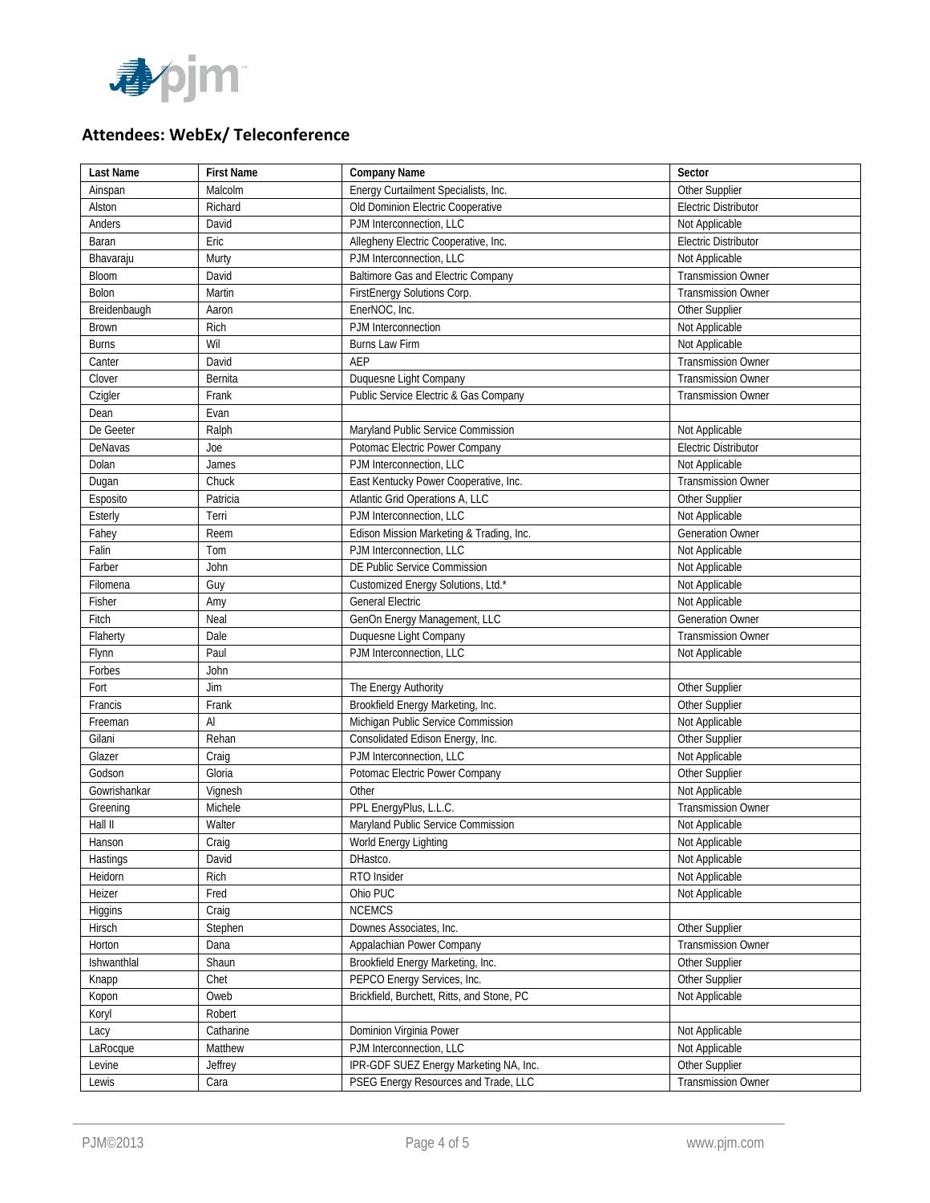## Attendees: WebEx/ Teleconference

| Last Name | First Name | Company Name | Sector |
|---|---|---|---|
| Ainspan | Malcolm | Energy Curtailment Specialists, Inc. | Other Supplier |
| Alston | Richard | Old Dominion Electric Cooperative | Electric Distributor |
| Anders | David | PJM Interconnection, LLC | Not Applicable |
| Baran | Eric | Allegheny Electric Cooperative, Inc. | Electric Distributor |
| Bhavaraju | Murty | PJM Interconnection, LLC | Not Applicable |
| Bloom | David | Baltimore Gas and Electric Company | Transmission Owner |
| Bolon | Martin | FirstEnergy Solutions Corp. | Transmission Owner |
| Breidenbaugh | Aaron | EnerNOC, Inc. | Other Supplier |
| Brown | Rich | PJM Interconnection | Not Applicable |
| Burns | Wil | Burns Law Firm | Not Applicable |
| Canter | David | AEP | Transmission Owner |
| Clover | Bernita | Duquesne Light Company | Transmission Owner |
| Czigler | Frank | Public Service Electric & Gas Company | Transmission Owner |
| Dean | Evan | | |
| De Geeter | Ralph | Maryland Public Service Commission | Not Applicable |
| DeNavas | Joe | Potomac Electric Power Company | Electric Distributor |
| Dolan | James | PJM Interconnection, LLC | Not Applicable |
| Dugan | Chuck | East Kentucky Power Cooperative, Inc. | Transmission Owner |
| Esposito | Patricia | Atlantic Grid Operations A, LLC | Other Supplier |
| Esterly | Terri | PJM Interconnection, LLC | Not Applicable |
| Fahey | Reem | Edison Mission Marketing & Trading, Inc. | Generation Owner |
| Falin | Tom | PJM Interconnection, LLC | Not Applicable |
| Farber | John | DE Public Service Commission | Not Applicable |
| Filomena | Guy | Customized Energy Solutions, Ltd.* | Not Applicable |
| Fisher | Amy | General Electric | Not Applicable |
| Fitch | Neal | GenOn Energy Management, LLC | Generation Owner |
| Flaherty | Dale | Duquesne Light Company | Transmission Owner |
| Flynn | Paul | PJM Interconnection, LLC | Not Applicable |
| Forbes | John | | |
| Fort | Jim | The Energy Authority | Other Supplier |
| Francis | Frank | Brookfield Energy Marketing, Inc. | Other Supplier |
| Freeman | Al | Michigan Public Service Commission | Not Applicable |
| Gilani | Rehan | Consolidated Edison Energy, Inc. | Other Supplier |
| Glazer | Craig | PJM Interconnection, LLC | Not Applicable |
| Godson | Gloria | Potomac Electric Power Company | Other Supplier |
| Gowrishankar | Vignesh | Other | Not Applicable |
| Greening | Michele | PPL EnergyPlus, L.L.C. | Transmission Owner |
| Hall II | Walter | Maryland Public Service Commission | Not Applicable |
| Hanson | Craig | World Energy Lighting | Not Applicable |
| Hastings | David | DHastco. | Not Applicable |
| Heidorn | Rich | RTO Insider | Not Applicable |
| Heizer | Fred | Ohio PUC | Not Applicable |
| Higgins | Craig | NCEMCS | |
| Hirsch | Stephen | Downes Associates, Inc. | Other Supplier |
| Horton | Dana | Appalachian Power Company | Transmission Owner |
| Ishwanthlal | Shaun | Brookfield Energy Marketing, Inc. | Other Supplier |
| Knapp | Chet | PEPCO Energy Services, Inc. | Other Supplier |
| Kopon | Oweb | Brickfield, Burchett, Ritts, and Stone, PC | Not Applicable |
| Koryl | Robert | | |
| Lacy | Catharine | Dominion Virginia Power | Not Applicable |
| LaRocque | Matthew | PJM Interconnection, LLC | Not Applicable |
| Levine | Jeffrey | IPR-GDF SUEZ Energy Marketing NA, Inc. | Other Supplier |
| Lewis | Cara | PSEG Energy Resources and Trade, LLC | Transmission Owner |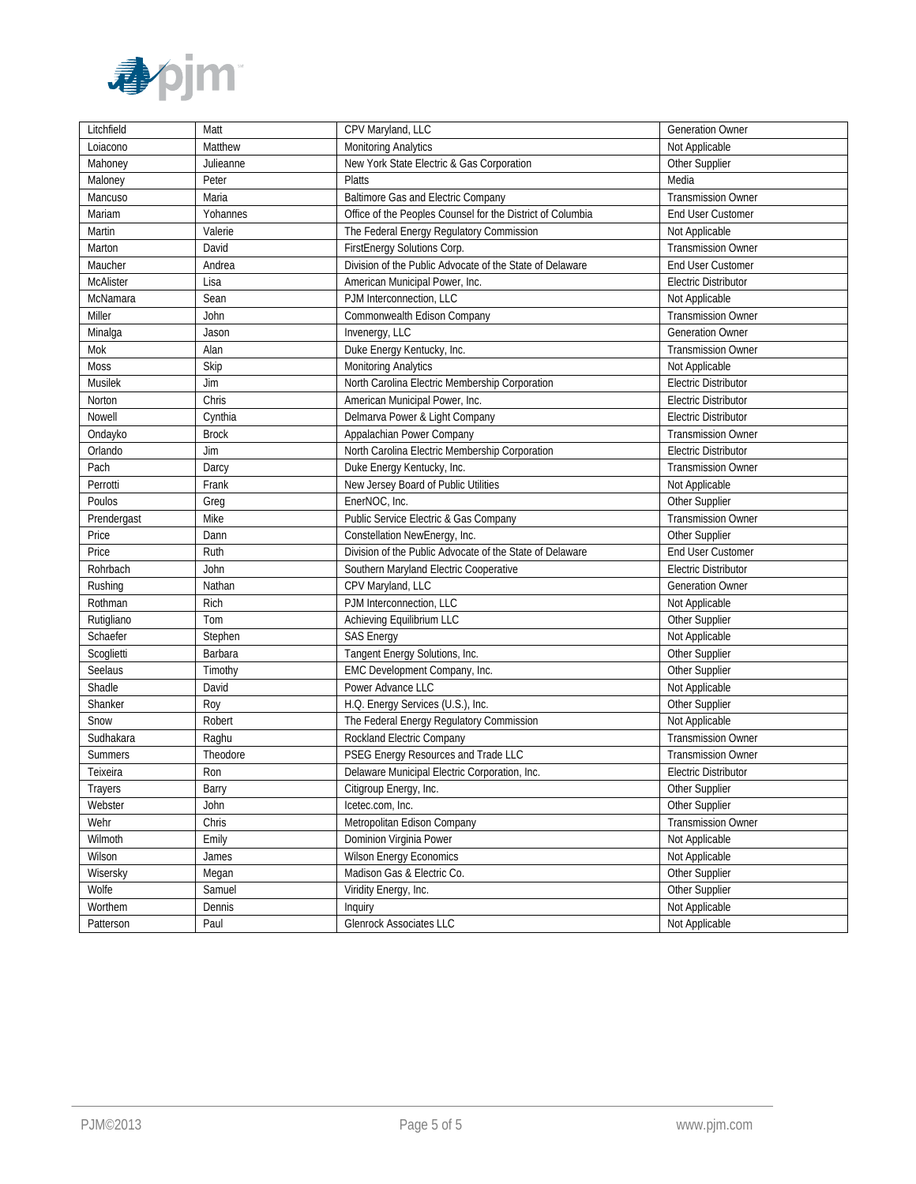| | | | |
|---|---|---|---|
| Litchfield | Matt | CPV Maryland, LLC | Generation Owner |
| Loiacono | Matthew | Monitoring Analytics | Not Applicable |
| Mahoney | Julieanne | New York State Electric & Gas Corporation | Other Supplier |
| Maloney | Peter | Platts | Media |
| Mancuso | Maria | Baltimore Gas and Electric Company | Transmission Owner |
| Mariam | Yohannes | Office of the Peoples Counsel for the District of Columbia | End User Customer |
| Martin | Valerie | The Federal Energy Regulatory Commission | Not Applicable |
| Marton | David | FirstEnergy Solutions Corp. | Transmission Owner |
| Maucher | Andrea | Division of the Public Advocate of the State of Delaware | End User Customer |
| McAlister | Lisa | American Municipal Power, Inc. | Electric Distributor |
| McNamara | Sean | PJM Interconnection, LLC | Not Applicable |
| Miller | John | Commonwealth Edison Company | Transmission Owner |
| Minalga | Jason | Invenergy, LLC | Generation Owner |
| Mok | Alan | Duke Energy Kentucky, Inc. | Transmission Owner |
| Moss | Skip | Monitoring Analytics | Not Applicable |
| Musilek | Jim | North Carolina Electric Membership Corporation | Electric Distributor |
| Norton | Chris | American Municipal Power, Inc. | Electric Distributor |
| Nowell | Cynthia | Delmarva Power & Light Company | Electric Distributor |
| Ondayko | Brock | Appalachian Power Company | Transmission Owner |
| Orlando | Jim | North Carolina Electric Membership Corporation | Electric Distributor |
| Pach | Darcy | Duke Energy Kentucky, Inc. | Transmission Owner |
| Perrotti | Frank | New Jersey Board of Public Utilities | Not Applicable |
| Poulos | Greg | EnerNOC, Inc. | Other Supplier |
| Prendergast | Mike | Public Service Electric & Gas Company | Transmission Owner |
| Price | Dann | Constellation NewEnergy, Inc. | Other Supplier |
| Price | Ruth | Division of the Public Advocate of the State of Delaware | End User Customer |
| Rohrbach | John | Southern Maryland Electric Cooperative | Electric Distributor |
| Rushing | Nathan | CPV Maryland, LLC | Generation Owner |
| Rothman | Rich | PJM Interconnection, LLC | Not Applicable |
| Rutigliano | Tom | Achieving Equilibrium LLC | Other Supplier |
| Schaefer | Stephen | SAS Energy | Not Applicable |
| Scoglietti | Barbara | Tangent Energy Solutions, Inc. | Other Supplier |
| Seelaus | Timothy | EMC Development Company, Inc. | Other Supplier |
| Shadle | David | Power Advance LLC | Not Applicable |
| Shanker | Roy | H.Q. Energy Services (U.S.), Inc. | Other Supplier |
| Snow | Robert | The Federal Energy Regulatory Commission | Not Applicable |
| Sudhakara | Raghu | Rockland Electric Company | Transmission Owner |
| Summers | Theodore | PSEG Energy Resources and Trade LLC | Transmission Owner |
| Teixeira | Ron | Delaware Municipal Electric Corporation, Inc. | Electric Distributor |
| Trayers | Barry | Citigroup Energy, Inc. | Other Supplier |
| Webster | John | Icetec.com, Inc. | Other Supplier |
| Wehr | Chris | Metropolitan Edison Company | Transmission Owner |
| Wilmoth | Emily | Dominion Virginia Power | Not Applicable |
| Wilson | James | Wilson Energy Economics | Not Applicable |
| Wisersky | Megan | Madison Gas & Electric Co. | Other Supplier |
| Wolfe | Samuel | Viridity Energy, Inc. | Other Supplier |
| Worthem | Dennis | Inquiry | Not Applicable |
| Patterson | Paul | Glenrock Associates LLC | Not Applicable |